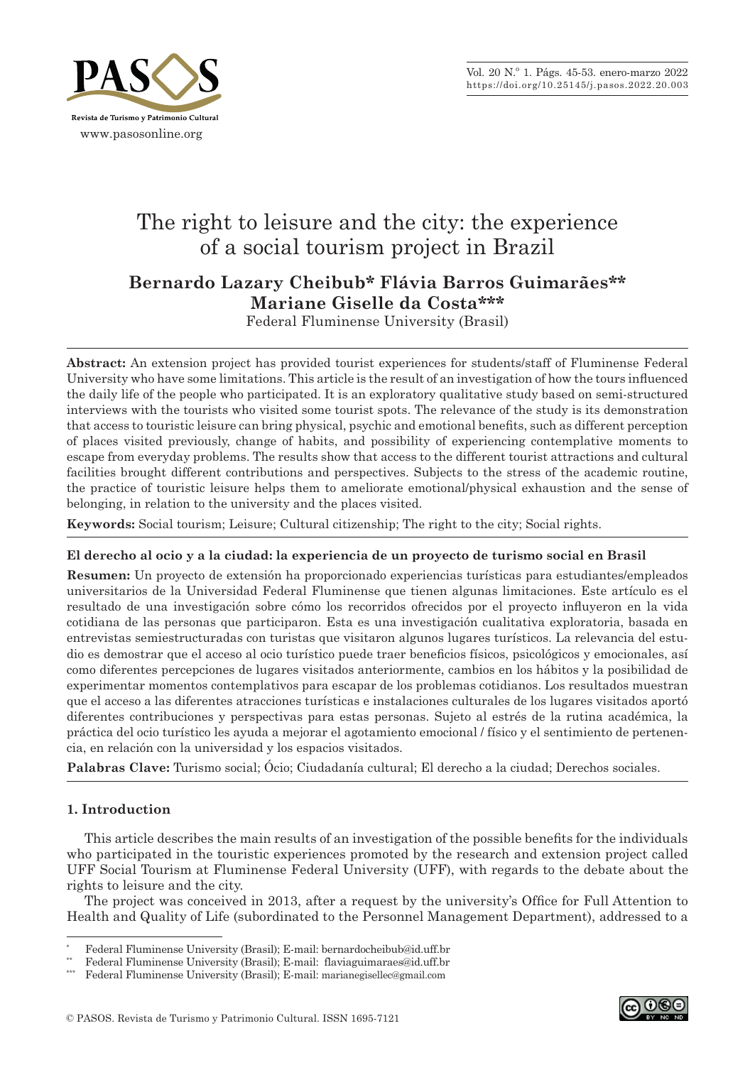# The right to leisure and the city: the experience of a social tourism project in Brazil

**Bernardo Lazary Cheibub\* Flávia Barros Guimarães\*\* Mariane Giselle da Costa\*\*\***

Federal Fluminense University (Brasil)

**Abstract:** An extension project has provided tourist experiences for students/staff of Fluminense Federal University who have some limitations. This article is the result of an investigation of how the tours influenced the daily life of the people who participated. It is an exploratory qualitative study based on semi-structured interviews with the tourists who visited some tourist spots. The relevance of the study is its demonstration that access to touristic leisure can bring physical, psychic and emotional benefits, such as different perception of places visited previously, change of habits, and possibility of experiencing contemplative moments to escape from everyday problems. The results show that access to the different tourist attractions and cultural facilities brought different contributions and perspectives. Subjects to the stress of the academic routine, the practice of touristic leisure helps them to ameliorate emotional/physical exhaustion and the sense of belonging, in relation to the university and the places visited.

**Keywords:** Social tourism; Leisure; Cultural citizenship; The right to the city; Social rights.

**El derecho al ocio y a la ciudad: la experiencia de un proyecto de turismo social en Brasil**

**Resumen:** Un proyecto de extensión ha proporcionado experiencias turísticas para estudiantes/empleados universitarios de la Universidad Federal Fluminense que tienen algunas limitaciones. Este artículo es el resultado de una investigación sobre cómo los recorridos ofrecidos por el proyecto influyeron en la vida cotidiana de las personas que participaron. Esta es una investigación cualitativa exploratoria, basada en entrevistas semiestructuradas con turistas que visitaron algunos lugares turísticos. La relevancia del estudio es demostrar que el acceso al ocio turístico puede traer beneficios físicos, psicológicos y emocionales, así como diferentes percepciones de lugares visitados anteriormente, cambios en los hábitos y la posibilidad de experimentar momentos contemplativos para escapar de los problemas cotidianos. Los resultados muestran que el acceso a las diferentes atracciones turísticas e instalaciones culturales de los lugares visitados aportó diferentes contribuciones y perspectivas para estas personas. Sujeto al estrés de la rutina académica, la práctica del ocio turístico les ayuda a mejorar el agotamiento emocional / físico y el sentimiento de pertenencia, en relación con la universidad y los espacios visitados.

**Palabras Clave:** Turismo social; Ócio; Ciudadanía cultural; El derecho a la ciudad; Derechos sociales.

## 1. Introduction

This article describes the main results of an investigation of the possible benefits for the individuals who participated in the touristic experiences promoted by the research and extension project called UFF Social Tourism at Fluminense Federal University (UFF), with regards to the debate about the rights to leisure and the city.

The project was conceived in 2013, after a request by the university's Office for Full Attention to Health and Quality of Life (subordinated to the Personnel Management Department), addressed to a

\* Federal Fluminense University (Brasil); E-mail: bernardocheibub@id.uff.br

\*\* Federal Fluminense University (Brasil); E-mail: flaviaguimaraes@id.uff.br

\*\*\* Federal Fluminense University (Brasil); E-mail: marianegisellec@gmail.com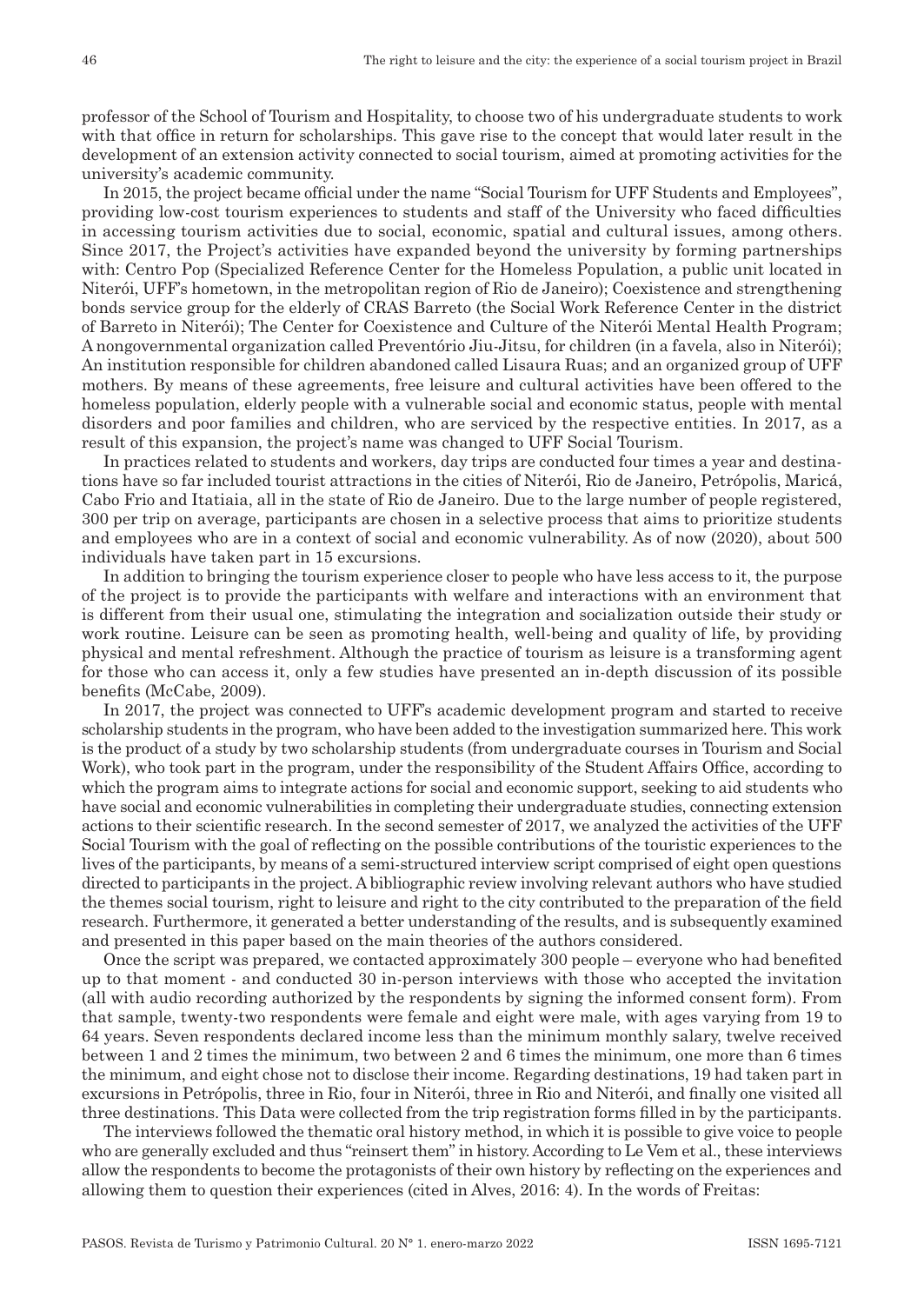professor of the School of Tourism and Hospitality, to choose two of his undergraduate students to work with that office in return for scholarships. This gave rise to the concept that would later result in the development of an extension activity connected to social tourism, aimed at promoting activities for the university's academic community.

In 2015, the project became official under the name "Social Tourism for UFF Students and Employees", providing low-cost tourism experiences to students and staff of the University who faced difficulties in accessing tourism activities due to social, economic, spatial and cultural issues, among others. Since 2017, the Project's activities have expanded beyond the university by forming partnerships with: Centro Pop (Specialized Reference Center for the Homeless Population, a public unit located in Niterói, UFF's hometown, in the metropolitan region of Rio de Janeiro); Coexistence and strengthening bonds service group for the elderly of CRAS Barreto (the Social Work Reference Center in the district of Barreto in Niterói); The Center for Coexistence and Culture of the Niterói Mental Health Program; A nongovernmental organization called Preventório Jiu-Jitsu, for children (in a favela, also in Niterói); An institution responsible for children abandoned called Lisaura Ruas; and an organized group of UFF mothers. By means of these agreements, free leisure and cultural activities have been offered to the homeless population, elderly people with a vulnerable social and economic status, people with mental disorders and poor families and children, who are serviced by the respective entities. In 2017, as a result of this expansion, the project's name was changed to UFF Social Tourism.

In practices related to students and workers, day trips are conducted four times a year and destinations have so far included tourist attractions in the cities of Niterói, Rio de Janeiro, Petrópolis, Maricá, Cabo Frio and Itatiaia, all in the state of Rio de Janeiro. Due to the large number of people registered, 300 per trip on average, participants are chosen in a selective process that aims to prioritize students and employees who are in a context of social and economic vulnerability. As of now (2020), about 500 individuals have taken part in 15 excursions.

In addition to bringing the tourism experience closer to people who have less access to it, the purpose of the project is to provide the participants with welfare and interactions with an environment that is different from their usual one, stimulating the integration and socialization outside their study or work routine. Leisure can be seen as promoting health, well-being and quality of life, by providing physical and mental refreshment. Although the practice of tourism as leisure is a transforming agent for those who can access it, only a few studies have presented an in-depth discussion of its possible benefits (McCabe, 2009).

In 2017, the project was connected to UFF's academic development program and started to receive scholarship students in the program, who have been added to the investigation summarized here. This work is the product of a study by two scholarship students (from undergraduate courses in Tourism and Social Work), who took part in the program, under the responsibility of the Student Affairs Office, according to which the program aims to integrate actions for social and economic support, seeking to aid students who have social and economic vulnerabilities in completing their undergraduate studies, connecting extension actions to their scientific research. In the second semester of 2017, we analyzed the activities of the UFF Social Tourism with the goal of reflecting on the possible contributions of the touristic experiences to the lives of the participants, by means of a semi-structured interview script comprised of eight open questions directed to participants in the project. A bibliographic review involving relevant authors who have studied the themes social tourism, right to leisure and right to the city contributed to the preparation of the field research. Furthermore, it generated a better understanding of the results, and is subsequently examined and presented in this paper based on the main theories of the authors considered.

Once the script was prepared, we contacted approximately 300 people – everyone who had benefited up to that moment - and conducted 30 in-person interviews with those who accepted the invitation (all with audio recording authorized by the respondents by signing the informed consent form). From that sample, twenty-two respondents were female and eight were male, with ages varying from 19 to 64 years. Seven respondents declared income less than the minimum monthly salary, twelve received between 1 and 2 times the minimum, two between 2 and 6 times the minimum, one more than 6 times the minimum, and eight chose not to disclose their income. Regarding destinations, 19 had taken part in excursions in Petrópolis, three in Rio, four in Niterói, three in Rio and Niterói, and finally one visited all three destinations. This Data were collected from the trip registration forms filled in by the participants.

The interviews followed the thematic oral history method, in which it is possible to give voice to people who are generally excluded and thus "reinsert them" in history. According to Le Vem et al., these interviews allow the respondents to become the protagonists of their own history by reflecting on the experiences and allowing them to question their experiences (cited in Alves, 2016: 4). In the words of Freitas: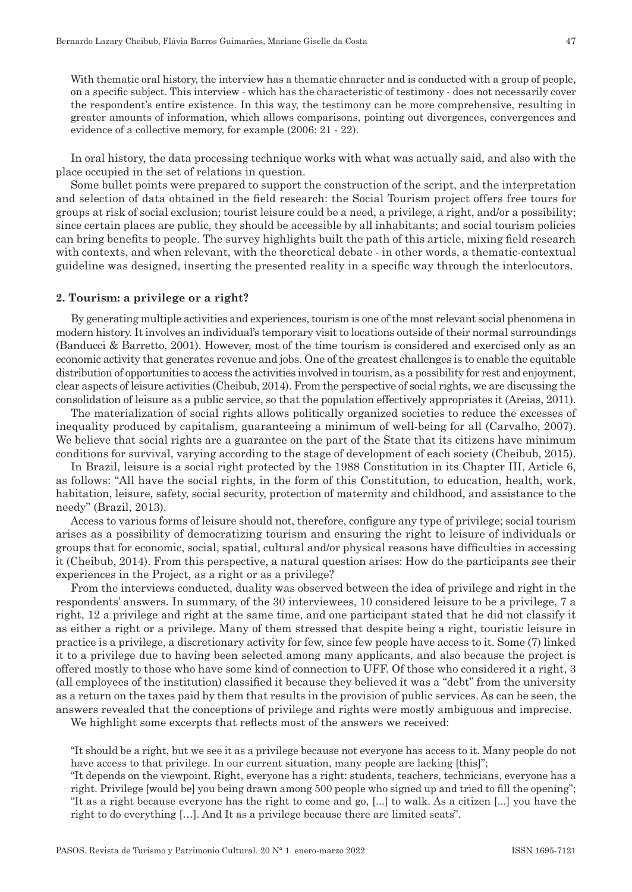> With thematic oral history, the interview has a thematic character and is conducted with a group of people, on a specific subject. This interview - which has the characteristic of testimony - does not necessarily cover the respondent's entire existence. In this way, the testimony can be more comprehensive, resulting in greater amounts of information, which allows comparisons, pointing out divergences, convergences and evidence of a collective memory, for example (2006: 21 - 22).

In oral history, the data processing technique works with what was actually said, and also with the place occupied in the set of relations in question.

Some bullet points were prepared to support the construction of the script, and the interpretation and selection of data obtained in the field research: the Social Tourism project offers free tours for groups at risk of social exclusion; tourist leisure could be a need, a privilege, a right, and/or a possibility; since certain places are public, they should be accessible by all inhabitants; and social tourism policies can bring benefits to people. The survey highlights built the path of this article, mixing field research with contexts, and when relevant, with the theoretical debate - in other words, a thematic-contextual guideline was designed, inserting the presented reality in a specific way through the interlocutors.

## 2. Tourism: a privilege or a right?

By generating multiple activities and experiences, tourism is one of the most relevant social phenomena in modern history. It involves an individual's temporary visit to locations outside of their normal surroundings (Banducci & Barretto, 2001). However, most of the time tourism is considered and exercised only as an economic activity that generates revenue and jobs. One of the greatest challenges is to enable the equitable distribution of opportunities to access the activities involved in tourism, as a possibility for rest and enjoyment, clear aspects of leisure activities (Cheibub, 2014). From the perspective of social rights, we are discussing the consolidation of leisure as a public service, so that the population effectively appropriates it (Areias, 2011).

The materialization of social rights allows politically organized societies to reduce the excesses of inequality produced by capitalism, guaranteeing a minimum of well-being for all (Carvalho, 2007). We believe that social rights are a guarantee on the part of the State that its citizens have minimum conditions for survival, varying according to the stage of development of each society (Cheibub, 2015).

In Brazil, leisure is a social right protected by the 1988 Constitution in its Chapter III, Article 6, as follows: "All have the social rights, in the form of this Constitution, to education, health, work, habitation, leisure, safety, social security, protection of maternity and childhood, and assistance to the needy" (Brazil, 2013).

Access to various forms of leisure should not, therefore, configure any type of privilege; social tourism arises as a possibility of democratizing tourism and ensuring the right to leisure of individuals or groups that for economic, social, spatial, cultural and/or physical reasons have difficulties in accessing it (Cheibub, 2014). From this perspective, a natural question arises: How do the participants see their experiences in the Project, as a right or as a privilege?

From the interviews conducted, duality was observed between the idea of privilege and right in the respondents' answers. In summary, of the 30 interviewees, 10 considered leisure to be a privilege, 7 a right, 12 a privilege and right at the same time, and one participant stated that he did not classify it as either a right or a privilege. Many of them stressed that despite being a right, touristic leisure in practice is a privilege, a discretionary activity for few, since few people have access to it. Some (7) linked it to a privilege due to having been selected among many applicants, and also because the project is offered mostly to those who have some kind of connection to UFF. Of those who considered it a right, 3 (all employees of the institution) classified it because they believed it was a "debt" from the university as a return on the taxes paid by them that results in the provision of public services. As can be seen, the answers revealed that the conceptions of privilege and rights were mostly ambiguous and imprecise.

We highlight some excerpts that reflects most of the answers we received:

> "It should be a right, but we see it as a privilege because not everyone has access to it. Many people do not have access to that privilege. In our current situation, many people are lacking [this]";
>
> "It depends on the viewpoint. Right, everyone has a right: students, teachers, technicians, everyone has a right. Privilege [would be] you being drawn among 500 people who signed up and tried to fill the opening";
>
> "It as a right because everyone has the right to come and go, [...] to walk. As a citizen [...] you have the right to do everything [...]. And It as a privilege because there are limited seats".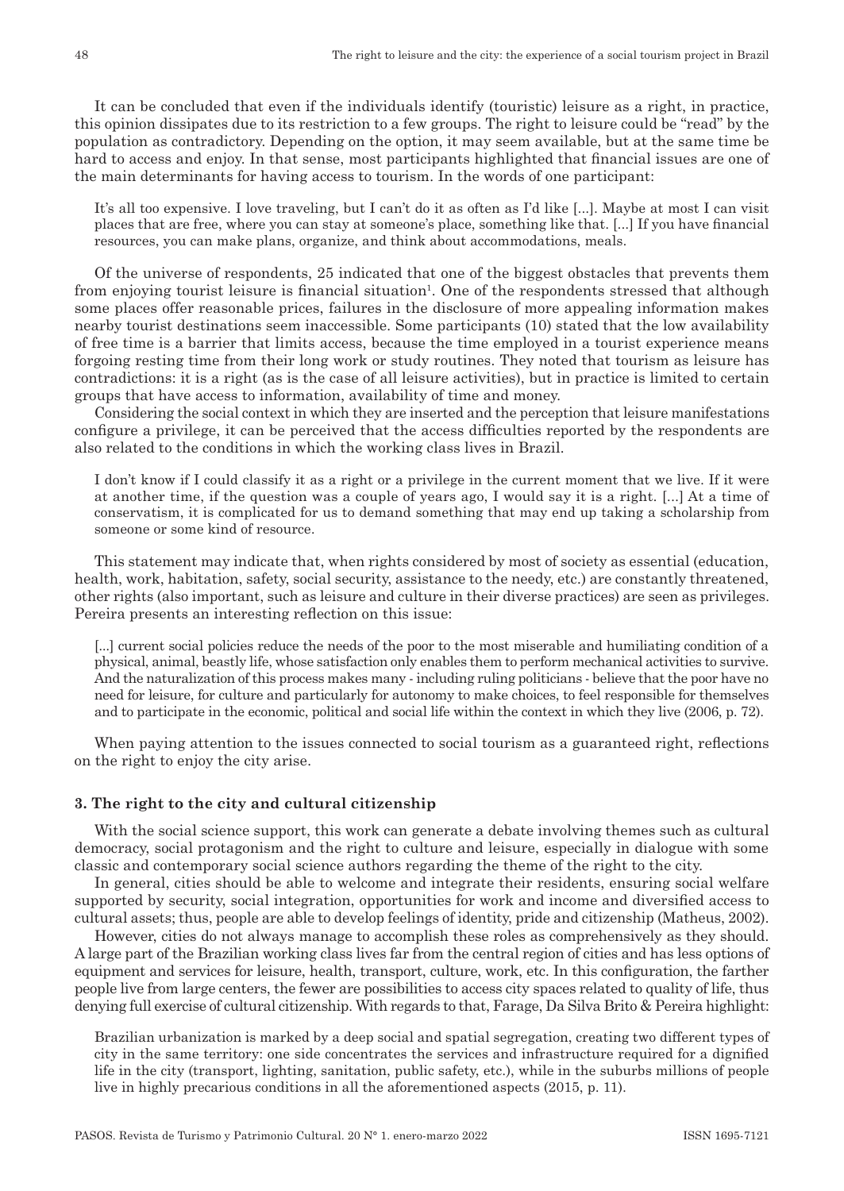It can be concluded that even if the individuals identify (touristic) leisure as a right, in practice, this opinion dissipates due to its restriction to a few groups. The right to leisure could be "read" by the population as contradictory. Depending on the option, it may seem available, but at the same time be hard to access and enjoy. In that sense, most participants highlighted that financial issues are one of the main determinants for having access to tourism. In the words of one participant:

> It's all too expensive. I love traveling, but I can't do it as often as I'd like [...]. Maybe at most I can visit places that are free, where you can stay at someone's place, something like that. [...] If you have financial resources, you can make plans, organize, and think about accommodations, meals.

Of the universe of respondents, 25 indicated that one of the biggest obstacles that prevents them from enjoying tourist leisure is financial situation[1]. One of the respondents stressed that although some places offer reasonable prices, failures in the disclosure of more appealing information makes nearby tourist destinations seem inaccessible. Some participants (10) stated that the low availability of free time is a barrier that limits access, because the time employed in a tourist experience means forgoing resting time from their long work or study routines. They noted that tourism as leisure has contradictions: it is a right (as is the case of all leisure activities), but in practice is limited to certain groups that have access to information, availability of time and money.

Considering the social context in which they are inserted and the perception that leisure manifestations configure a privilege, it can be perceived that the access difficulties reported by the respondents are also related to the conditions in which the working class lives in Brazil.

> I don't know if I could classify it as a right or a privilege in the current moment that we live. If it were at another time, if the question was a couple of years ago, I would say it is a right. [...] At a time of conservatism, it is complicated for us to demand something that may end up taking a scholarship from someone or some kind of resource.

This statement may indicate that, when rights considered by most of society as essential (education, health, work, habitation, safety, social security, assistance to the needy, etc.) are constantly threatened, other rights (also important, such as leisure and culture in their diverse practices) are seen as privileges. Pereira presents an interesting reflection on this issue:

> [...] current social policies reduce the needs of the poor to the most miserable and humiliating condition of a physical, animal, beastly life, whose satisfaction only enables them to perform mechanical activities to survive. And the naturalization of this process makes many - including ruling politicians - believe that the poor have no need for leisure, for culture and particularly for autonomy to make choices, to feel responsible for themselves and to participate in the economic, political and social life within the context in which they live (2006, p. 72).

When paying attention to the issues connected to social tourism as a guaranteed right, reflections on the right to enjoy the city arise.

## 3. The right to the city and cultural citizenship

With the social science support, this work can generate a debate involving themes such as cultural democracy, social protagonism and the right to culture and leisure, especially in dialogue with some classic and contemporary social science authors regarding the theme of the right to the city.

In general, cities should be able to welcome and integrate their residents, ensuring social welfare supported by security, social integration, opportunities for work and income and diversified access to cultural assets; thus, people are able to develop feelings of identity, pride and citizenship (Matheus, 2002).

However, cities do not always manage to accomplish these roles as comprehensively as they should. A large part of the Brazilian working class lives far from the central region of cities and has less options of equipment and services for leisure, health, transport, culture, work, etc. In this configuration, the farther people live from large centers, the fewer are possibilities to access city spaces related to quality of life, thus denying full exercise of cultural citizenship. With regards to that, Farage, Da Silva Brito & Pereira highlight:

> Brazilian urbanization is marked by a deep social and spatial segregation, creating two different types of city in the same territory: one side concentrates the services and infrastructure required for a dignified life in the city (transport, lighting, sanitation, public safety, etc.), while in the suburbs millions of people live in highly precarious conditions in all the aforementioned aspects (2015, p. 11).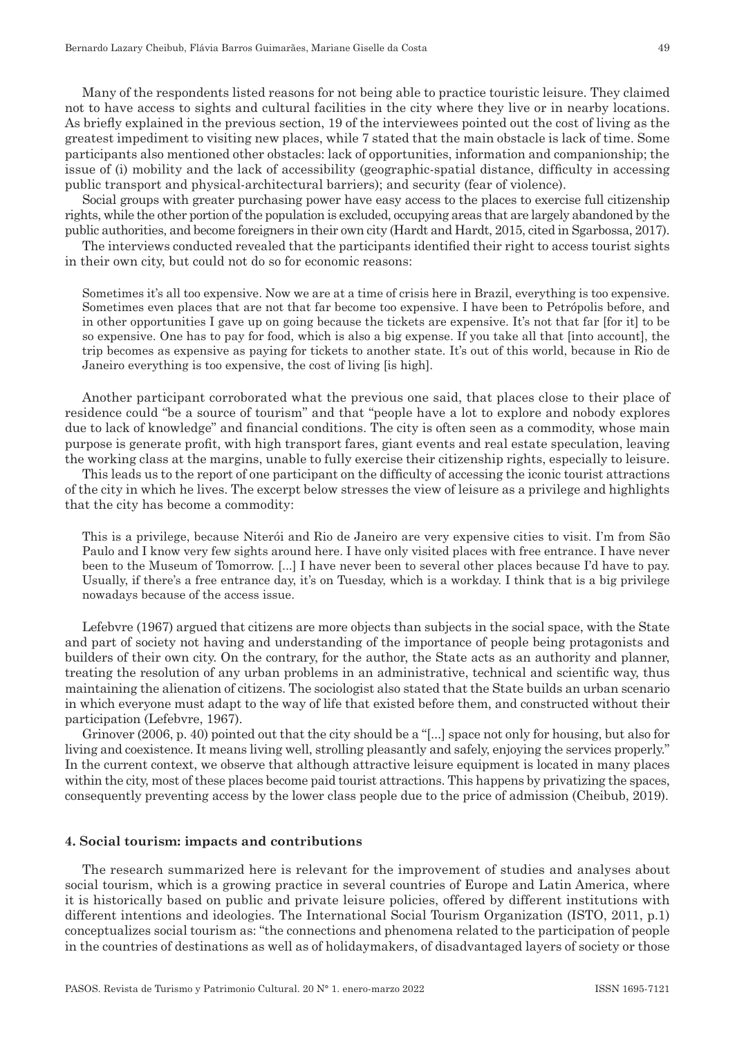Many of the respondents listed reasons for not being able to practice touristic leisure. They claimed not to have access to sights and cultural facilities in the city where they live or in nearby locations. As briefly explained in the previous section, 19 of the interviewees pointed out the cost of living as the greatest impediment to visiting new places, while 7 stated that the main obstacle is lack of time. Some participants also mentioned other obstacles: lack of opportunities, information and companionship; the issue of (i) mobility and the lack of accessibility (geographic-spatial distance, difficulty in accessing public transport and physical-architectural barriers); and security (fear of violence).

Social groups with greater purchasing power have easy access to the places to exercise full citizenship rights, while the other portion of the population is excluded, occupying areas that are largely abandoned by the public authorities, and become foreigners in their own city (Hardt and Hardt, 2015, cited in Sgarbossa, 2017).

The interviews conducted revealed that the participants identified their right to access tourist sights in their own city, but could not do so for economic reasons:

> Sometimes it's all too expensive. Now we are at a time of crisis here in Brazil, everything is too expensive. Sometimes even places that are not that far become too expensive. I have been to Petrópolis before, and in other opportunities I gave up on going because the tickets are expensive. It's not that far [for it] to be so expensive. One has to pay for food, which is also a big expense. If you take all that [into account], the trip becomes as expensive as paying for tickets to another state. It's out of this world, because in Rio de Janeiro everything is too expensive, the cost of living [is high].

Another participant corroborated what the previous one said, that places close to their place of residence could "be a source of tourism" and that "people have a lot to explore and nobody explores due to lack of knowledge" and financial conditions. The city is often seen as a commodity, whose main purpose is generate profit, with high transport fares, giant events and real estate speculation, leaving the working class at the margins, unable to fully exercise their citizenship rights, especially to leisure.

This leads us to the report of one participant on the difficulty of accessing the iconic tourist attractions of the city in which he lives. The excerpt below stresses the view of leisure as a privilege and highlights that the city has become a commodity:

> This is a privilege, because Niterói and Rio de Janeiro are very expensive cities to visit. I'm from São Paulo and I know very few sights around here. I have only visited places with free entrance. I have never been to the Museum of Tomorrow. [...] I have never been to several other places because I'd have to pay. Usually, if there's a free entrance day, it's on Tuesday, which is a workday. I think that is a big privilege nowadays because of the access issue.

Lefebvre (1967) argued that citizens are more objects than subjects in the social space, with the State and part of society not having and understanding of the importance of people being protagonists and builders of their own city. On the contrary, for the author, the State acts as an authority and planner, treating the resolution of any urban problems in an administrative, technical and scientific way, thus maintaining the alienation of citizens. The sociologist also stated that the State builds an urban scenario in which everyone must adapt to the way of life that existed before them, and constructed without their participation (Lefebvre, 1967).

Grinover (2006, p. 40) pointed out that the city should be a "[...] space not only for housing, but also for living and coexistence. It means living well, strolling pleasantly and safely, enjoying the services properly." In the current context, we observe that although attractive leisure equipment is located in many places within the city, most of these places become paid tourist attractions. This happens by privatizing the spaces, consequently preventing access by the lower class people due to the price of admission (Cheibub, 2019).

## 4. Social tourism: impacts and contributions

The research summarized here is relevant for the improvement of studies and analyses about social tourism, which is a growing practice in several countries of Europe and Latin America, where it is historically based on public and private leisure policies, offered by different institutions with different intentions and ideologies. The International Social Tourism Organization (ISTO, 2011, p.1) conceptualizes social tourism as: "the connections and phenomena related to the participation of people in the countries of destinations as well as of holidaymakers, of disadvantaged layers of society or those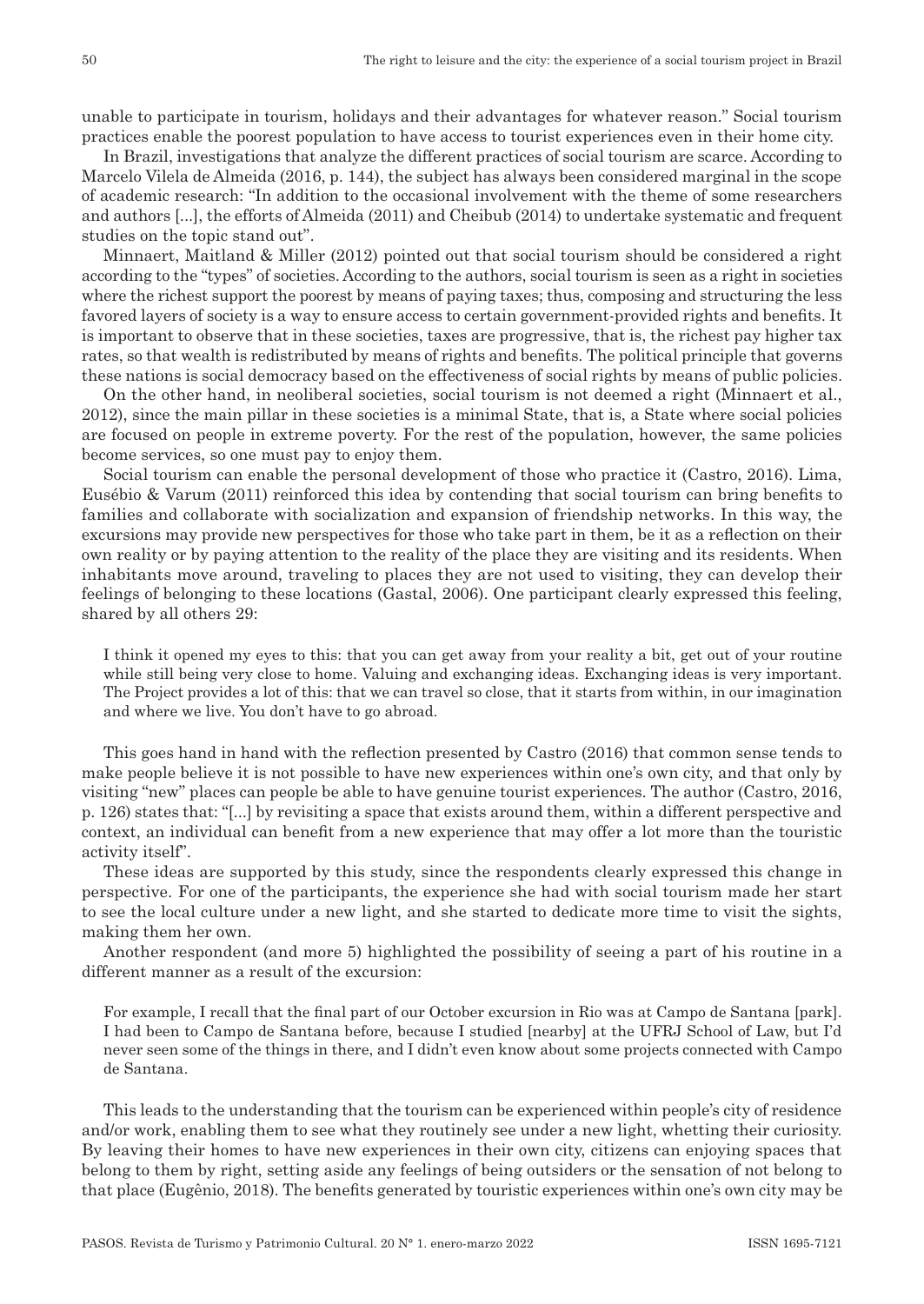unable to participate in tourism, holidays and their advantages for whatever reason." Social tourism practices enable the poorest population to have access to tourist experiences even in their home city.

In Brazil, investigations that analyze the different practices of social tourism are scarce. According to Marcelo Vilela de Almeida (2016, p. 144), the subject has always been considered marginal in the scope of academic research: "In addition to the occasional involvement with the theme of some researchers and authors [...], the efforts of Almeida (2011) and Cheibub (2014) to undertake systematic and frequent studies on the topic stand out".

Minnaert, Maitland & Miller (2012) pointed out that social tourism should be considered a right according to the "types" of societies. According to the authors, social tourism is seen as a right in societies where the richest support the poorest by means of paying taxes; thus, composing and structuring the less favored layers of society is a way to ensure access to certain government-provided rights and benefits. It is important to observe that in these societies, taxes are progressive, that is, the richest pay higher tax rates, so that wealth is redistributed by means of rights and benefits. The political principle that governs these nations is social democracy based on the effectiveness of social rights by means of public policies.

On the other hand, in neoliberal societies, social tourism is not deemed a right (Minnaert et al., 2012), since the main pillar in these societies is a minimal State, that is, a State where social policies are focused on people in extreme poverty. For the rest of the population, however, the same policies become services, so one must pay to enjoy them.

Social tourism can enable the personal development of those who practice it (Castro, 2016). Lima, Eusébio & Varum (2011) reinforced this idea by contending that social tourism can bring benefits to families and collaborate with socialization and expansion of friendship networks. In this way, the excursions may provide new perspectives for those who take part in them, be it as a reflection on their own reality or by paying attention to the reality of the place they are visiting and its residents. When inhabitants move around, traveling to places they are not used to visiting, they can develop their feelings of belonging to these locations (Gastal, 2006). One participant clearly expressed this feeling, shared by all others 29:

> I think it opened my eyes to this: that you can get away from your reality a bit, get out of your routine while still being very close to home. Valuing and exchanging ideas. Exchanging ideas is very important. The Project provides a lot of this: that we can travel so close, that it starts from within, in our imagination and where we live. You don't have to go abroad.

This goes hand in hand with the reflection presented by Castro (2016) that common sense tends to make people believe it is not possible to have new experiences within one's own city, and that only by visiting "new" places can people be able to have genuine tourist experiences. The author (Castro, 2016, p. 126) states that: "[...] by revisiting a space that exists around them, within a different perspective and context, an individual can benefit from a new experience that may offer a lot more than the touristic activity itself".

These ideas are supported by this study, since the respondents clearly expressed this change in perspective. For one of the participants, the experience she had with social tourism made her start to see the local culture under a new light, and she started to dedicate more time to visit the sights, making them her own.

Another respondent (and more 5) highlighted the possibility of seeing a part of his routine in a different manner as a result of the excursion:

> For example, I recall that the final part of our October excursion in Rio was at Campo de Santana [park]. I had been to Campo de Santana before, because I studied [nearby] at the UFRJ School of Law, but I'd never seen some of the things in there, and I didn't even know about some projects connected with Campo de Santana.

This leads to the understanding that the tourism can be experienced within people's city of residence and/or work, enabling them to see what they routinely see under a new light, whetting their curiosity. By leaving their homes to have new experiences in their own city, citizens can enjoying spaces that belong to them by right, setting aside any feelings of being outsiders or the sensation of not belong to that place (Eugênio, 2018). The benefits generated by touristic experiences within one's own city may be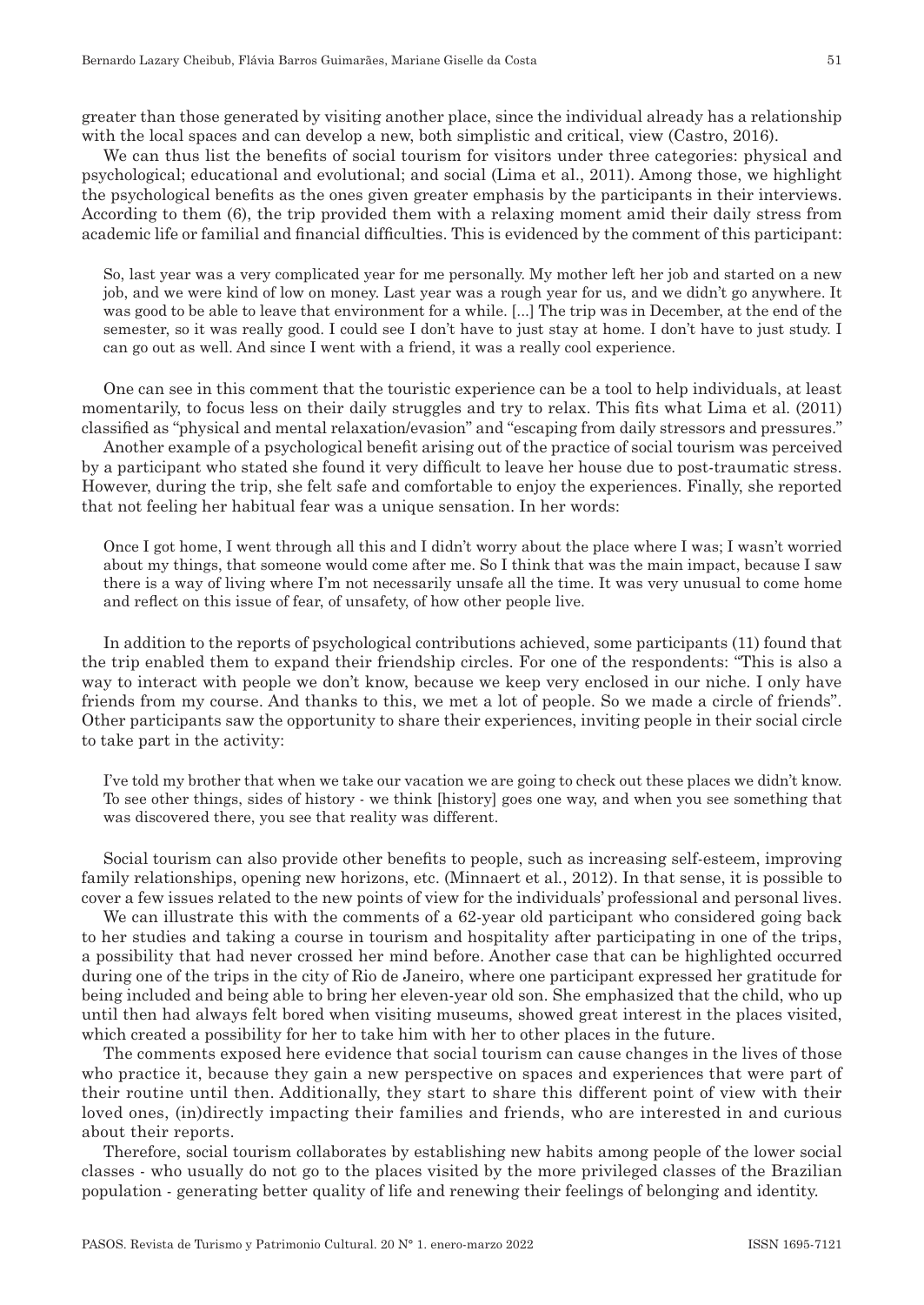greater than those generated by visiting another place, since the individual already has a relationship with the local spaces and can develop a new, both simplistic and critical, view (Castro, 2016).

We can thus list the benefits of social tourism for visitors under three categories: physical and psychological; educational and evolutional; and social (Lima et al., 2011). Among those, we highlight the psychological benefits as the ones given greater emphasis by the participants in their interviews. According to them (6), the trip provided them with a relaxing moment amid their daily stress from academic life or familial and financial difficulties. This is evidenced by the comment of this participant:

> So, last year was a very complicated year for me personally. My mother left her job and started on a new job, and we were kind of low on money. Last year was a rough year for us, and we didn't go anywhere. It was good to be able to leave that environment for a while. [...] The trip was in December, at the end of the semester, so it was really good. I could see I don't have to just stay at home. I don't have to just study. I can go out as well. And since I went with a friend, it was a really cool experience.

One can see in this comment that the touristic experience can be a tool to help individuals, at least momentarily, to focus less on their daily struggles and try to relax. This fits what Lima et al. (2011) classified as "physical and mental relaxation/evasion" and "escaping from daily stressors and pressures."

Another example of a psychological benefit arising out of the practice of social tourism was perceived by a participant who stated she found it very difficult to leave her house due to post-traumatic stress. However, during the trip, she felt safe and comfortable to enjoy the experiences. Finally, she reported that not feeling her habitual fear was a unique sensation. In her words:

> Once I got home, I went through all this and I didn't worry about the place where I was; I wasn't worried about my things, that someone would come after me. So I think that was the main impact, because I saw there is a way of living where I'm not necessarily unsafe all the time. It was very unusual to come home and reflect on this issue of fear, of unsafety, of how other people live.

In addition to the reports of psychological contributions achieved, some participants (11) found that the trip enabled them to expand their friendship circles. For one of the respondents: "This is also a way to interact with people we don't know, because we keep very enclosed in our niche. I only have friends from my course. And thanks to this, we met a lot of people. So we made a circle of friends". Other participants saw the opportunity to share their experiences, inviting people in their social circle to take part in the activity:

> I've told my brother that when we take our vacation we are going to check out these places we didn't know. To see other things, sides of history - we think [history] goes one way, and when you see something that was discovered there, you see that reality was different.

Social tourism can also provide other benefits to people, such as increasing self-esteem, improving family relationships, opening new horizons, etc. (Minnaert et al., 2012). In that sense, it is possible to cover a few issues related to the new points of view for the individuals' professional and personal lives.

We can illustrate this with the comments of a 62-year old participant who considered going back to her studies and taking a course in tourism and hospitality after participating in one of the trips, a possibility that had never crossed her mind before. Another case that can be highlighted occurred during one of the trips in the city of Rio de Janeiro, where one participant expressed her gratitude for being included and being able to bring her eleven-year old son. She emphasized that the child, who up until then had always felt bored when visiting museums, showed great interest in the places visited, which created a possibility for her to take him with her to other places in the future.

The comments exposed here evidence that social tourism can cause changes in the lives of those who practice it, because they gain a new perspective on spaces and experiences that were part of their routine until then. Additionally, they start to share this different point of view with their loved ones, (in)directly impacting their families and friends, who are interested in and curious about their reports.

Therefore, social tourism collaborates by establishing new habits among people of the lower social classes - who usually do not go to the places visited by the more privileged classes of the Brazilian population - generating better quality of life and renewing their feelings of belonging and identity.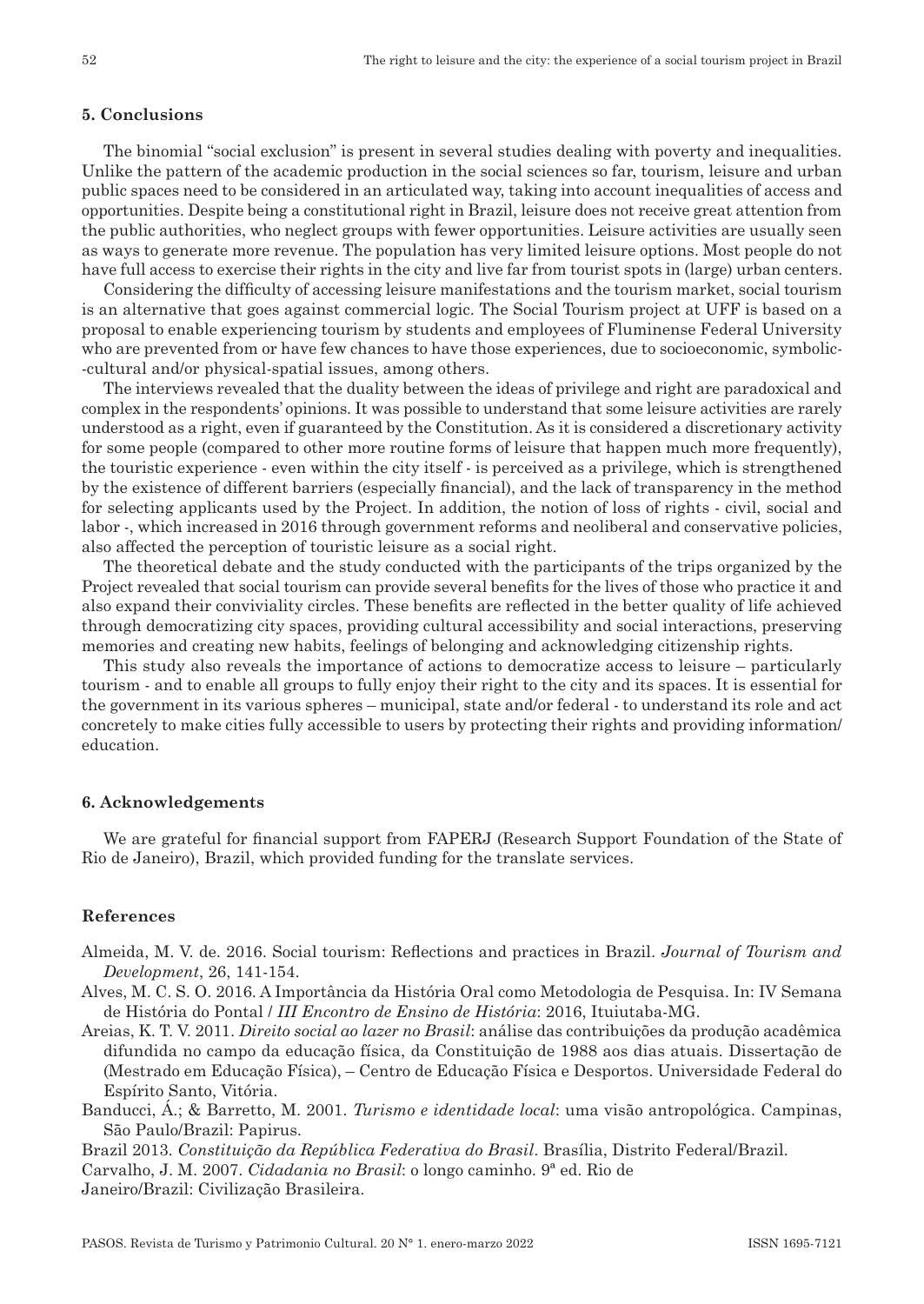## 5. Conclusions

The binomial "social exclusion" is present in several studies dealing with poverty and inequalities. Unlike the pattern of the academic production in the social sciences so far, tourism, leisure and urban public spaces need to be considered in an articulated way, taking into account inequalities of access and opportunities. Despite being a constitutional right in Brazil, leisure does not receive great attention from the public authorities, who neglect groups with fewer opportunities. Leisure activities are usually seen as ways to generate more revenue. The population has very limited leisure options. Most people do not have full access to exercise their rights in the city and live far from tourist spots in (large) urban centers.

Considering the difficulty of accessing leisure manifestations and the tourism market, social tourism is an alternative that goes against commercial logic. The Social Tourism project at UFF is based on a proposal to enable experiencing tourism by students and employees of Fluminense Federal University who are prevented from or have few chances to have those experiences, due to socioeconomic, symbolic-cultural and/or physical-spatial issues, among others.

The interviews revealed that the duality between the ideas of privilege and right are paradoxical and complex in the respondents' opinions. It was possible to understand that some leisure activities are rarely understood as a right, even if guaranteed by the Constitution. As it is considered a discretionary activity for some people (compared to other more routine forms of leisure that happen much more frequently), the touristic experience - even within the city itself - is perceived as a privilege, which is strengthened by the existence of different barriers (especially financial), and the lack of transparency in the method for selecting applicants used by the Project. In addition, the notion of loss of rights - civil, social and labor -, which increased in 2016 through government reforms and neoliberal and conservative policies, also affected the perception of touristic leisure as a social right.

The theoretical debate and the study conducted with the participants of the trips organized by the Project revealed that social tourism can provide several benefits for the lives of those who practice it and also expand their conviviality circles. These benefits are reflected in the better quality of life achieved through democratizing city spaces, providing cultural accessibility and social interactions, preserving memories and creating new habits, feelings of belonging and acknowledging citizenship rights.

This study also reveals the importance of actions to democratize access to leisure – particularly tourism - and to enable all groups to fully enjoy their right to the city and its spaces. It is essential for the government in its various spheres – municipal, state and/or federal - to understand its role and act concretely to make cities fully accessible to users by protecting their rights and providing information/education.

## 6. Acknowledgements

We are grateful for financial support from FAPERJ (Research Support Foundation of the State of Rio de Janeiro), Brazil, which provided funding for the translate services.

## References

Almeida, M. V. de. 2016. Social tourism: Reflections and practices in Brazil. *Journal of Tourism and Development*, 26, 141-154.

Alves, M. C. S. O. 2016. A Importância da História Oral como Metodologia de Pesquisa. In: IV Semana de História do Pontal / *III Encontro de Ensino de História*: 2016, Ituiutaba-MG.

Areias, K. T. V. 2011. *Direito social ao lazer no Brasil*: análise das contribuições da produção acadêmica difundida no campo da educação física, da Constituição de 1988 aos dias atuais. Dissertação de (Mestrado em Educação Física), – Centro de Educação Física e Desportos. Universidade Federal do Espírito Santo, Vitória.

Banducci, Á.; & Barretto, M. 2001. *Turismo e identidade local*: uma visão antropológica. Campinas, São Paulo/Brazil: Papirus.

Brazil 2013. *Constituição da República Federativa do Brasil*. Brasília, Distrito Federal/Brazil.

Carvalho, J. M. 2007. *Cidadania no Brasil*: o longo caminho. 9ª ed. Rio de Janeiro/Brazil: Civilização Brasileira.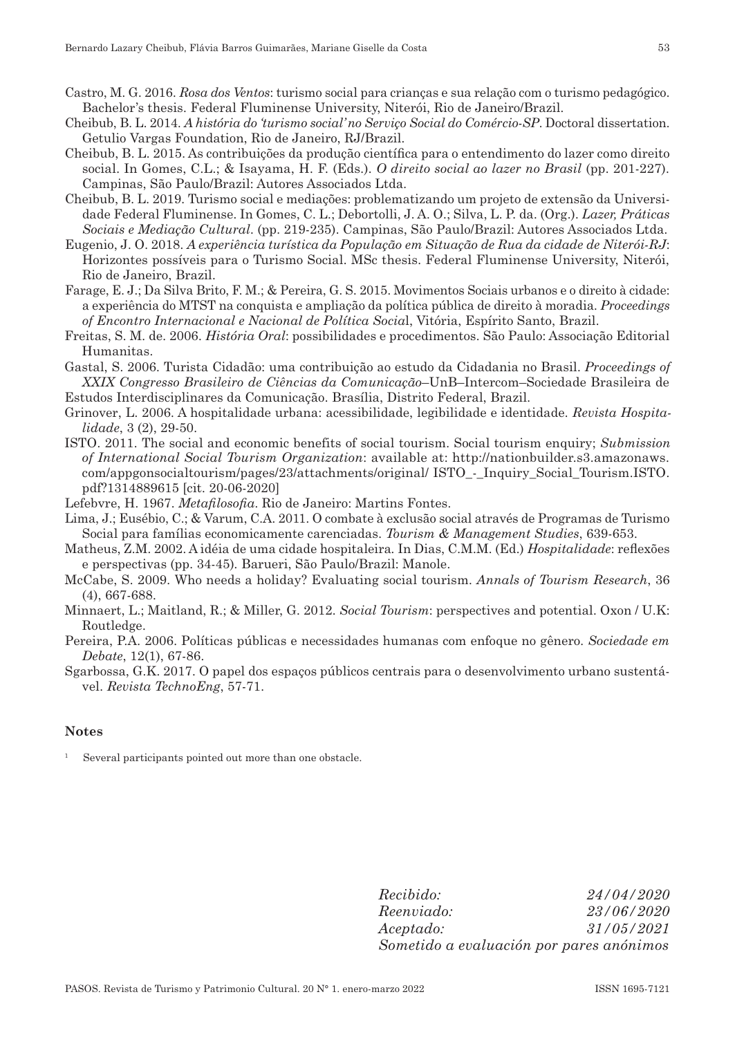Castro, M. G. 2016. *Rosa dos Ventos*: turismo social para crianças e sua relação com o turismo pedagógico. Bachelor's thesis. Federal Fluminense University, Niterói, Rio de Janeiro/Brazil.

Cheibub, B. L. 2014. *A história do 'turismo social' no Serviço Social do Comércio-SP*. Doctoral dissertation. Getulio Vargas Foundation, Rio de Janeiro, RJ/Brazil.

Cheibub, B. L. 2015. As contribuições da produção científica para o entendimento do lazer como direito social. In Gomes, C.L.; & Isayama, H. F. (Eds.). *O direito social ao lazer no Brasil* (pp. 201-227). Campinas, São Paulo/Brazil: Autores Associados Ltda.

Cheibub, B. L. 2019. Turismo social e mediações: problematizando um projeto de extensão da Universidade Federal Fluminense. In Gomes, C. L.; Debortolli, J. A. O.; Silva, L. P. da. (Org.). *Lazer, Práticas Sociais e Mediação Cultural*. (pp. 219-235). Campinas, São Paulo/Brazil: Autores Associados Ltda.

Eugenio, J. O. 2018. *A experiência turística da População em Situação de Rua da cidade de Niterói-RJ*: Horizontes possíveis para o Turismo Social. MSc thesis. Federal Fluminense University, Niterói, Rio de Janeiro, Brazil.

Farage, E. J.; Da Silva Brito, F. M.; & Pereira, G. S. 2015. Movimentos Sociais urbanos e o direito à cidade: a experiência do MTST na conquista e ampliação da política pública de direito à moradia. *Proceedings of Encontro Internacional e Nacional de Política Social*, Vitória, Espírito Santo, Brazil.

Freitas, S. M. de. 2006. *História Oral*: possibilidades e procedimentos. São Paulo: Associação Editorial Humanitas.

Gastal, S. 2006. Turista Cidadão: uma contribuição ao estudo da Cidadania no Brasil. *Proceedings of XXIX Congresso Brasileiro de Ciências da Comunicação*–UnB–Intercom–Sociedade Brasileira de Estudos Interdisciplinares da Comunicação. Brasília, Distrito Federal, Brazil.

Grinover, L. 2006. A hospitalidade urbana: acessibilidade, legibilidade e identidade. *Revista Hospitalidade*, 3 (2), 29-50.

ISTO. 2011. The social and economic benefits of social tourism. Social tourism enquiry; *Submission of International Social Tourism Organization*: available at: http://nationbuilder.s3.amazonaws.com/appgonsocialtourism/pages/23/attachments/original/ ISTO_-_Inquiry_Social_Tourism.ISTO.pdf?1314889615 [cit. 20-06-2020]

Lefebvre, H. 1967. *Metafilosofia*. Rio de Janeiro: Martins Fontes.

Lima, J.; Eusébio, C.; & Varum, C.A. 2011. O combate à exclusão social através de Programas de Turismo Social para famílias economicamente carenciadas. *Tourism & Management Studies*, 639-653.

Matheus, Z.M. 2002. A idéia de uma cidade hospitaleira. In Dias, C.M.M. (Ed.) *Hospitalidade*: reflexões e perspectivas (pp. 34-45). Barueri, São Paulo/Brazil: Manole.

McCabe, S. 2009. Who needs a holiday? Evaluating social tourism. *Annals of Tourism Research*, 36 (4), 667-688.

Minnaert, L.; Maitland, R.; & Miller, G. 2012. *Social Tourism*: perspectives and potential. Oxon / U.K: Routledge.

Pereira, P.A. 2006. Políticas públicas e necessidades humanas com enfoque no gênero. *Sociedade em Debate*, 12(1), 67-86.

Sgarbossa, G.K. 2017. O papel dos espaços públicos centrais para o desenvolvimento urbano sustentável. *Revista TechnoEng*, 57-71.

## Notes

[1] Several participants pointed out more than one obstacle.

| | |
|---|---|
| *Recibido:* | *24/04/2020* |
| *Reenviado:* | *23/06/2020* |
| *Aceptado:* | *31/05/2021* |

*Sometido a evaluación por pares anónimos*